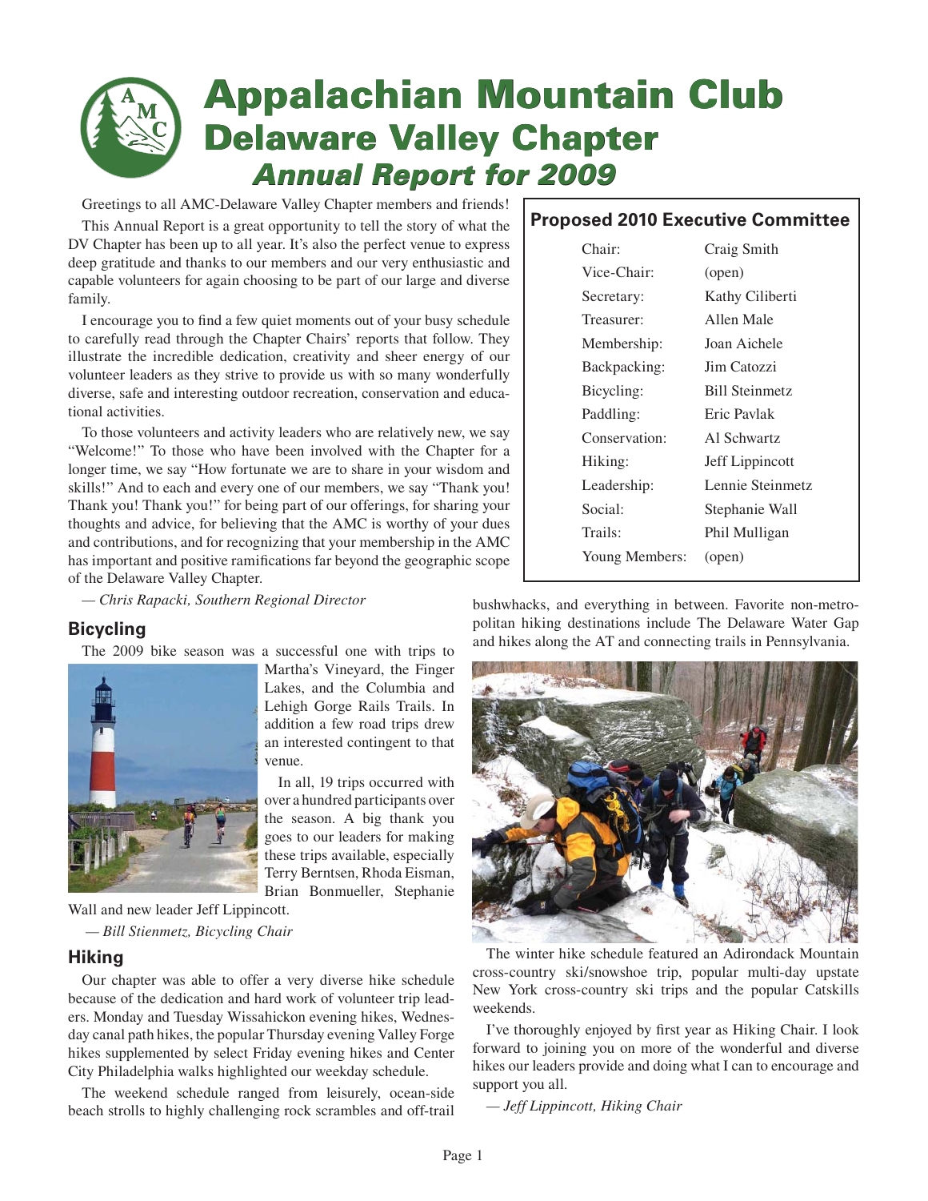# Appalachian Mountain Club
## Delaware Valley Chapter
### *Annual Report for 2009*

Greetings to all AMC-Delaware Valley Chapter members and friends!

This Annual Report is a great opportunity to tell the story of what the DV Chapter has been up to all year. It's also the perfect venue to express deep gratitude and thanks to our members and our very enthusiastic and capable volunteers for again choosing to be part of our large and diverse family.

I encourage you to find a few quiet moments out of your busy schedule to carefully read through the Chapter Chairs' reports that follow. They illustrate the incredible dedication, creativity and sheer energy of our volunteer leaders as they strive to provide us with so many wonderfully diverse, safe and interesting outdoor recreation, conservation and educational activities.

To those volunteers and activity leaders who are relatively new, we say "Welcome!" To those who have been involved with the Chapter for a longer time, we say "How fortunate we are to share in your wisdom and skills!" And to each and every one of our members, we say "Thank you! Thank you! Thank you!" for being part of our offerings, for sharing your thoughts and advice, for believing that the AMC is worthy of your dues and contributions, and for recognizing that your membership in the AMC has important and positive ramifications far beyond the geographic scope of the Delaware Valley Chapter.

*— Chris Rapacki, Southern Regional Director*

## Proposed 2010 Executive Committee

| | |
|---|---|
| Chair: | Craig Smith |
| Vice-Chair: | (open) |
| Secretary: | Kathy Ciliberti |
| Treasurer: | Allen Male |
| Membership: | Joan Aichele |
| Backpacking: | Jim Catozzi |
| Bicycling: | Bill Steinmetz |
| Paddling: | Eric Pavlak |
| Conservation: | Al Schwartz |
| Hiking: | Jeff Lippincott |
| Leadership: | Lennie Steinmetz |
| Social: | Stephanie Wall |
| Trails: | Phil Mulligan |
| Young Members: | (open) |

## Bicycling

The 2009 bike season was a successful one with trips to Martha's Vineyard, the Finger Lakes, and the Columbia and Lehigh Gorge Rails Trails. In addition a few road trips drew an interested contingent to that venue.

In all, 19 trips occurred with over a hundred participants over the season. A big thank you goes to our leaders for making these trips available, especially Terry Berntsen, Rhoda Eisman, Brian Bonmueller, Stephanie Wall and new leader Jeff Lippincott.

*— Bill Stienmetz, Bicycling Chair*

## Hiking

Our chapter was able to offer a very diverse hike schedule because of the dedication and hard work of volunteer trip leaders. Monday and Tuesday Wissahickon evening hikes, Wednesday canal path hikes, the popular Thursday evening Valley Forge hikes supplemented by select Friday evening hikes and Center City Philadelphia walks highlighted our weekday schedule.

The weekend schedule ranged from leisurely, ocean-side beach strolls to highly challenging rock scrambles and off-trail bushwhacks, and everything in between. Favorite non-metropolitan hiking destinations include The Delaware Water Gap and hikes along the AT and connecting trails in Pennsylvania.

The winter hike schedule featured an Adirondack Mountain cross-country ski/snowshoe trip, popular multi-day upstate New York cross-country ski trips and the popular Catskills weekends.

I've thoroughly enjoyed by first year as Hiking Chair. I look forward to joining you on more of the wonderful and diverse hikes our leaders provide and doing what I can to encourage and support you all.

*— Jeff Lippincott, Hiking Chair*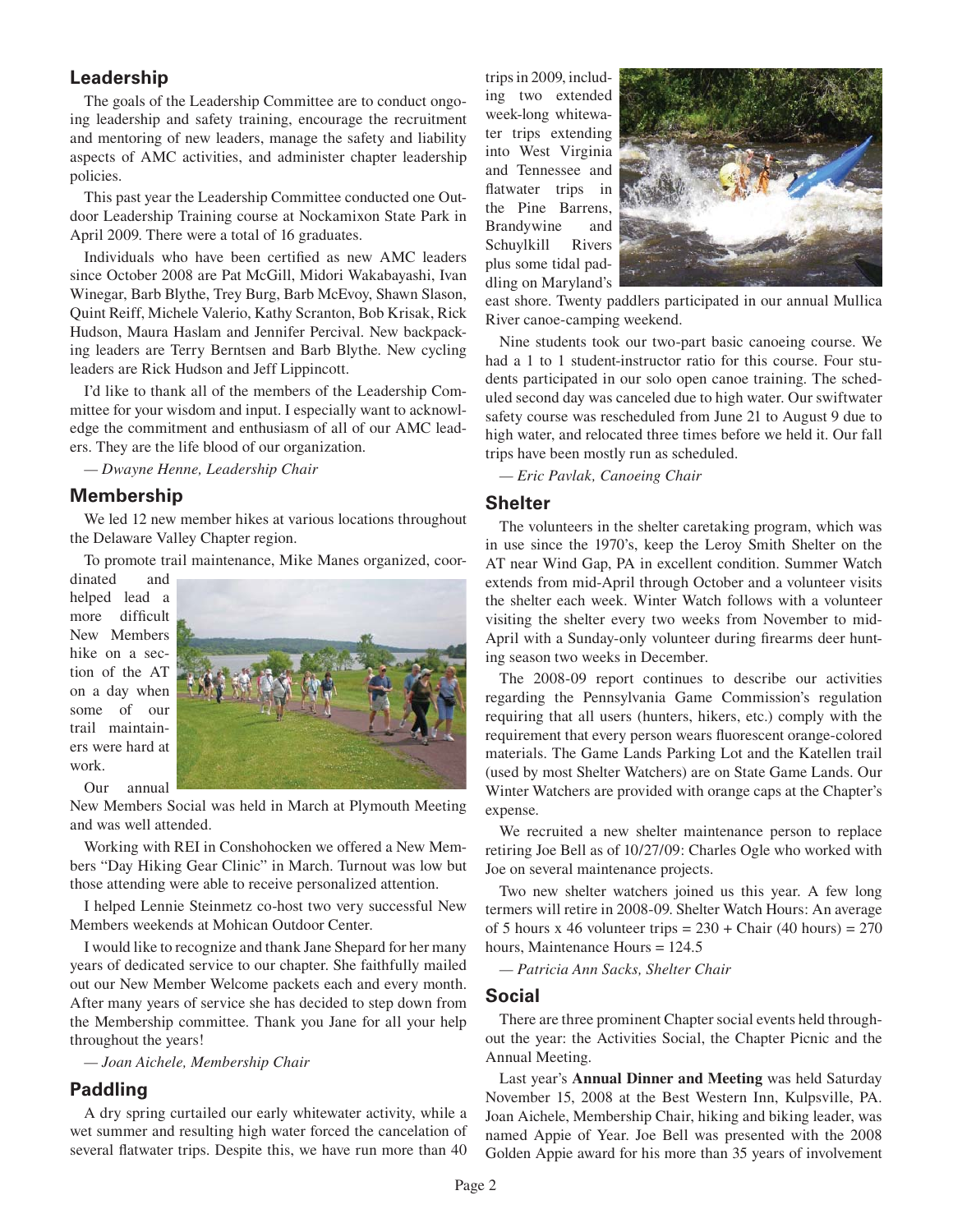## Leadership

The goals of the Leadership Committee are to conduct ongoing leadership and safety training, encourage the recruitment and mentoring of new leaders, manage the safety and liability aspects of AMC activities, and administer chapter leadership policies.

This past year the Leadership Committee conducted one Outdoor Leadership Training course at Nockamixon State Park in April 2009. There were a total of 16 graduates.

Individuals who have been certified as new AMC leaders since October 2008 are Pat McGill, Midori Wakabayashi, Ivan Winegar, Barb Blythe, Trey Burg, Barb McEvoy, Shawn Slason, Quint Reiff, Michele Valerio, Kathy Scranton, Bob Krisak, Rick Hudson, Maura Haslam and Jennifer Percival. New backpacking leaders are Terry Berntsen and Barb Blythe. New cycling leaders are Rick Hudson and Jeff Lippincott.

I'd like to thank all of the members of the Leadership Committee for your wisdom and input. I especially want to acknowledge the commitment and enthusiasm of all of our AMC leaders. They are the life blood of our organization.

*— Dwayne Henne, Leadership Chair*

## Membership

We led 12 new member hikes at various locations throughout the Delaware Valley Chapter region.

To promote trail maintenance, Mike Manes organized, coordinated and helped lead a more difficult New Members hike on a section of the AT on a day when some of our trail maintainers were hard at work.

Our annual New Members Social was held in March at Plymouth Meeting and was well attended.

Working with REI in Conshohocken we offered a New Members "Day Hiking Gear Clinic" in March. Turnout was low but those attending were able to receive personalized attention.

I helped Lennie Steinmetz co-host two very successful New Members weekends at Mohican Outdoor Center.

I would like to recognize and thank Jane Shepard for her many years of dedicated service to our chapter. She faithfully mailed out our New Member Welcome packets each and every month. After many years of service she has decided to step down from the Membership committee. Thank you Jane for all your help throughout the years!

*— Joan Aichele, Membership Chair*

## Paddling

A dry spring curtailed our early whitewater activity, while a wet summer and resulting high water forced the cancelation of several flatwater trips. Despite this, we have run more than 40 trips in 2009, including two extended week-long whitewater trips extending into West Virginia and Tennessee and flatwater trips in the Pine Barrens, Brandywine and Schuylkill Rivers plus some tidal paddling on Maryland's east shore. Twenty paddlers participated in our annual Mullica River canoe-camping weekend.

Nine students took our two-part basic canoeing course. We had a 1 to 1 student-instructor ratio for this course. Four students participated in our solo open canoe training. The scheduled second day was canceled due to high water. Our swiftwater safety course was rescheduled from June 21 to August 9 due to high water, and relocated three times before we held it. Our fall trips have been mostly run as scheduled.

*— Eric Pavlak, Canoeing Chair*

## Shelter

The volunteers in the shelter caretaking program, which was in use since the 1970's, keep the Leroy Smith Shelter on the AT near Wind Gap, PA in excellent condition. Summer Watch extends from mid-April through October and a volunteer visits the shelter each week. Winter Watch follows with a volunteer visiting the shelter every two weeks from November to mid-April with a Sunday-only volunteer during firearms deer hunting season two weeks in December.

The 2008-09 report continues to describe our activities regarding the Pennsylvania Game Commission's regulation requiring that all users (hunters, hikers, etc.) comply with the requirement that every person wears fluorescent orange-colored materials. The Game Lands Parking Lot and the Katellen trail (used by most Shelter Watchers) are on State Game Lands. Our Winter Watchers are provided with orange caps at the Chapter's expense.

We recruited a new shelter maintenance person to replace retiring Joe Bell as of 10/27/09: Charles Ogle who worked with Joe on several maintenance projects.

Two new shelter watchers joined us this year. A few long termers will retire in 2008-09. Shelter Watch Hours: An average of 5 hours x 46 volunteer trips = 230 + Chair (40 hours) = 270 hours, Maintenance Hours = 124.5

*— Patricia Ann Sacks, Shelter Chair*

## Social

There are three prominent Chapter social events held throughout the year: the Activities Social, the Chapter Picnic and the Annual Meeting.

Last year's **Annual Dinner and Meeting** was held Saturday November 15, 2008 at the Best Western Inn, Kulpsville, PA. Joan Aichele, Membership Chair, hiking and biking leader, was named Appie of Year. Joe Bell was presented with the 2008 Golden Appie award for his more than 35 years of involvement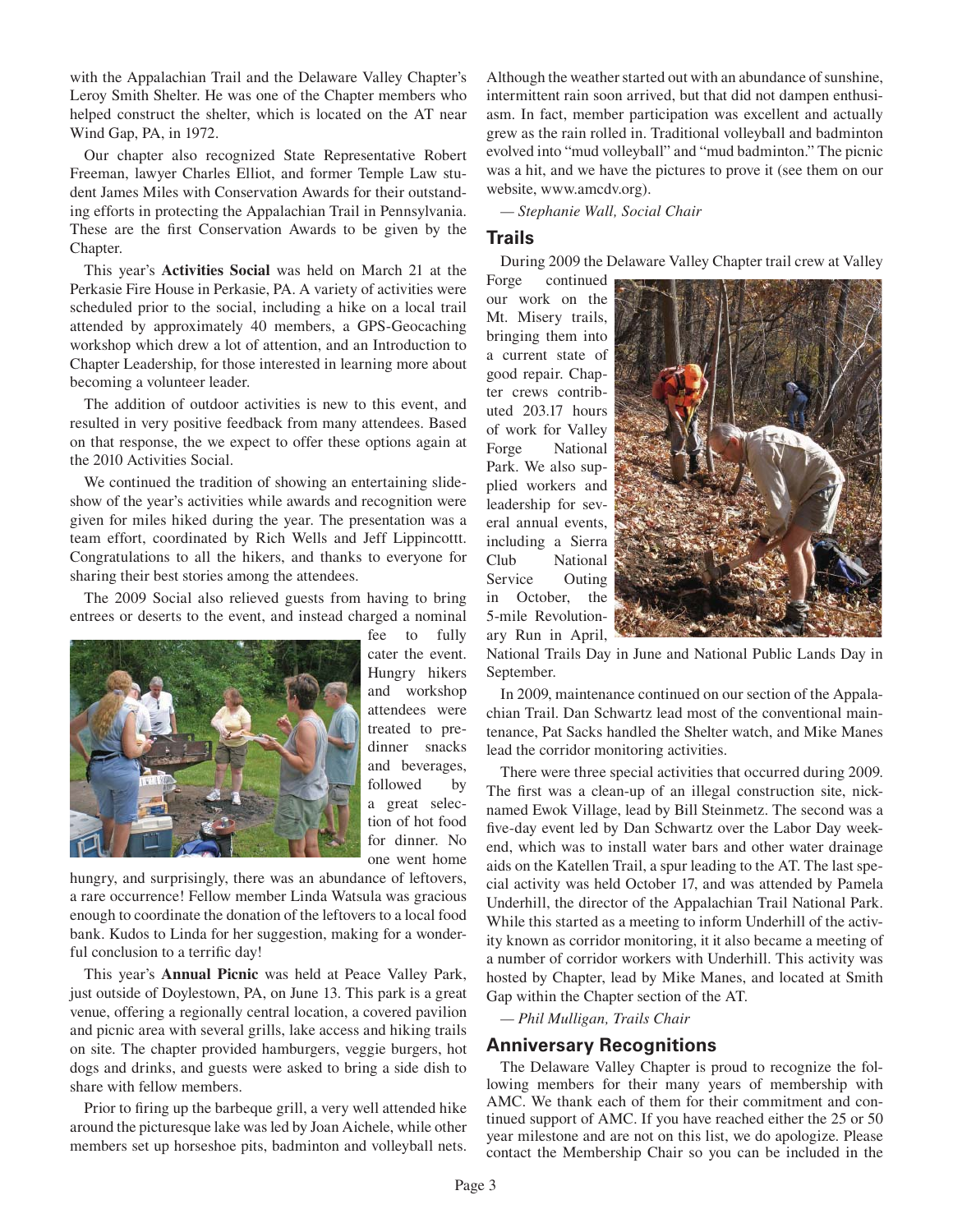with the Appalachian Trail and the Delaware Valley Chapter's Leroy Smith Shelter. He was one of the Chapter members who helped construct the shelter, which is located on the AT near Wind Gap, PA, in 1972.

Our chapter also recognized State Representative Robert Freeman, lawyer Charles Elliot, and former Temple Law student James Miles with Conservation Awards for their outstanding efforts in protecting the Appalachian Trail in Pennsylvania. These are the first Conservation Awards to be given by the Chapter.

This year's **Activities Social** was held on March 21 at the Perkasie Fire House in Perkasie, PA. A variety of activities were scheduled prior to the social, including a hike on a local trail attended by approximately 40 members, a GPS-Geocaching workshop which drew a lot of attention, and an Introduction to Chapter Leadership, for those interested in learning more about becoming a volunteer leader.

The addition of outdoor activities is new to this event, and resulted in very positive feedback from many attendees. Based on that response, the we expect to offer these options again at the 2010 Activities Social.

We continued the tradition of showing an entertaining slideshow of the year's activities while awards and recognition were given for miles hiked during the year. The presentation was a team effort, coordinated by Rich Wells and Jeff Lippincottt. Congratulations to all the hikers, and thanks to everyone for sharing their best stories among the attendees.

The 2009 Social also relieved guests from having to bring entrees or deserts to the event, and instead charged a nominal fee to fully cater the event. Hungry hikers and workshop attendees were treated to pre-dinner snacks and beverages, followed by a great selection of hot food for dinner. No one went home hungry, and surprisingly, there was an abundance of leftovers, a rare occurrence! Fellow member Linda Watsula was gracious enough to coordinate the donation of the leftovers to a local food bank. Kudos to Linda for her suggestion, making for a wonderful conclusion to a terrific day!

This year's **Annual Picnic** was held at Peace Valley Park, just outside of Doylestown, PA, on June 13. This park is a great venue, offering a regionally central location, a covered pavilion and picnic area with several grills, lake access and hiking trails on site. The chapter provided hamburgers, veggie burgers, hot dogs and drinks, and guests were asked to bring a side dish to share with fellow members.

Prior to firing up the barbeque grill, a very well attended hike around the picturesque lake was led by Joan Aichele, while other members set up horseshoe pits, badminton and volleyball nets. Although the weather started out with an abundance of sunshine, intermittent rain soon arrived, but that did not dampen enthusiasm. In fact, member participation was excellent and actually grew as the rain rolled in. Traditional volleyball and badminton evolved into "mud volleyball" and "mud badminton." The picnic was a hit, and we have the pictures to prove it (see them on our website, www.amcdv.org).

*— Stephanie Wall, Social Chair*

## Trails

During 2009 the Delaware Valley Chapter trail crew at Valley Forge continued our work on the Mt. Misery trails, bringing them into a current state of good repair. Chapter crews contributed 203.17 hours of work for Valley Forge National Park. We also supplied workers and leadership for several annual events, including a Sierra Club National Service Outing in October, the 5-mile Revolutionary Run in April, National Trails Day in June and National Public Lands Day in September.

In 2009, maintenance continued on our section of the Appalachian Trail. Dan Schwartz lead most of the conventional maintenance, Pat Sacks handled the Shelter watch, and Mike Manes lead the corridor monitoring activities.

There were three special activities that occurred during 2009. The first was a clean-up of an illegal construction site, nicknamed Ewok Village, lead by Bill Steinmetz. The second was a five-day event led by Dan Schwartz over the Labor Day weekend, which was to install water bars and other water drainage aids on the Katellen Trail, a spur leading to the AT. The last special activity was held October 17, and was attended by Pamela Underhill, the director of the Appalachian Trail National Park. While this started as a meeting to inform Underhill of the activity known as corridor monitoring, it it also became a meeting of a number of corridor workers with Underhill. This activity was hosted by Chapter, lead by Mike Manes, and located at Smith Gap within the Chapter section of the AT.

*— Phil Mulligan, Trails Chair*

## Anniversary Recognitions

The Delaware Valley Chapter is proud to recognize the following members for their many years of membership with AMC. We thank each of them for their commitment and continued support of AMC. If you have reached either the 25 or 50 year milestone and are not on this list, we do apologize. Please contact the Membership Chair so you can be included in the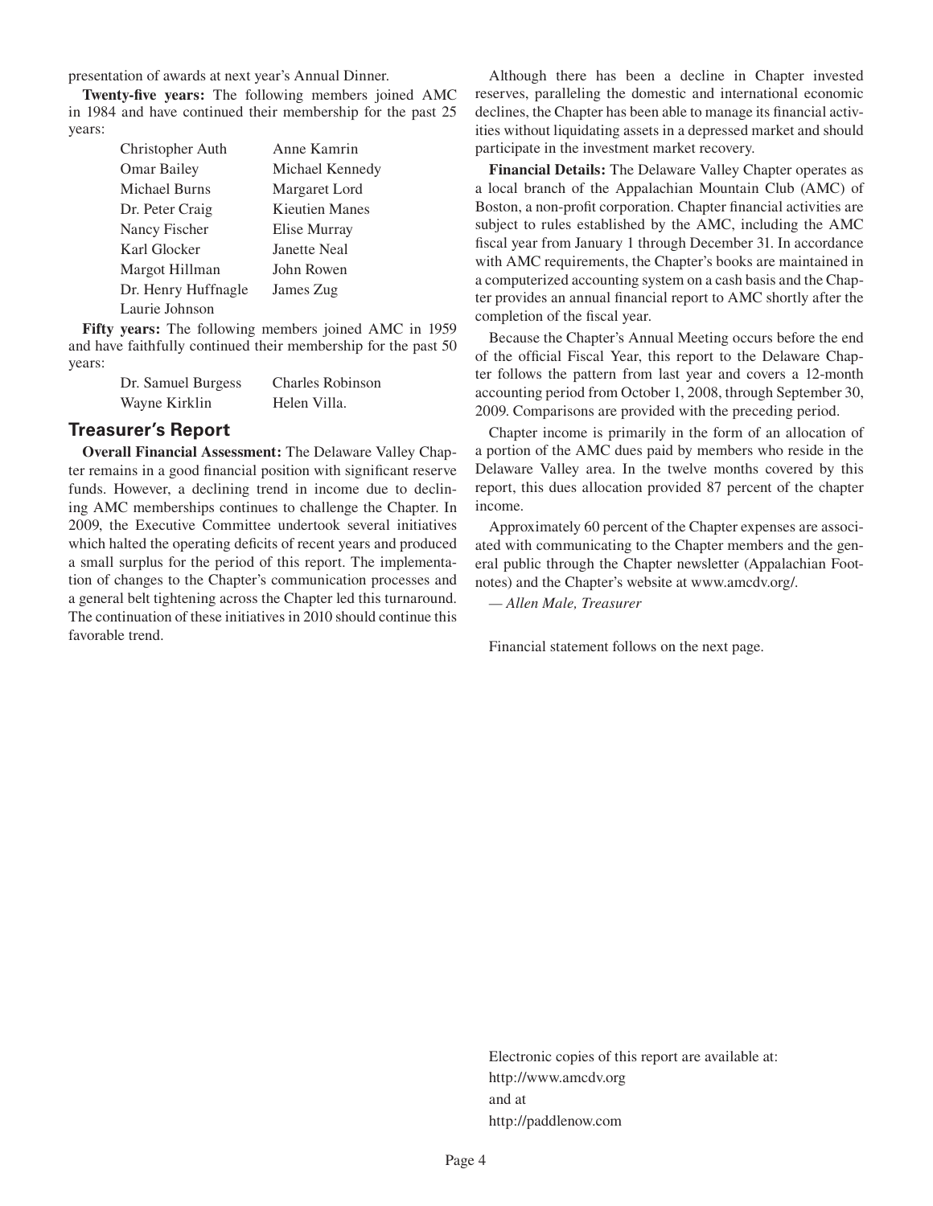presentation of awards at next year's Annual Dinner.

**Twenty-five years:** The following members joined AMC in 1984 and have continued their membership for the past 25 years:

| | |
|---|---|
| Christopher Auth | Anne Kamrin |
| Omar Bailey | Michael Kennedy |
| Michael Burns | Margaret Lord |
| Dr. Peter Craig | Kieutien Manes |
| Nancy Fischer | Elise Murray |
| Karl Glocker | Janette Neal |
| Margot Hillman | John Rowen |
| Dr. Henry Huffnagle | James Zug |
| Laurie Johnson | |

**Fifty years:** The following members joined AMC in 1959 and have faithfully continued their membership for the past 50 years:

| | |
|---|---|
| Dr. Samuel Burgess | Charles Robinson |
| Wayne Kirklin | Helen Villa. |

## Treasurer's Report

**Overall Financial Assessment:** The Delaware Valley Chapter remains in a good financial position with significant reserve funds. However, a declining trend in income due to declining AMC memberships continues to challenge the Chapter. In 2009, the Executive Committee undertook several initiatives which halted the operating deficits of recent years and produced a small surplus for the period of this report. The implementation of changes to the Chapter's communication processes and a general belt tightening across the Chapter led this turnaround. The continuation of these initiatives in 2010 should continue this favorable trend.

Although there has been a decline in Chapter invested reserves, paralleling the domestic and international economic declines, the Chapter has been able to manage its financial activities without liquidating assets in a depressed market and should participate in the investment market recovery.

**Financial Details:** The Delaware Valley Chapter operates as a local branch of the Appalachian Mountain Club (AMC) of Boston, a non-profit corporation. Chapter financial activities are subject to rules established by the AMC, including the AMC fiscal year from January 1 through December 31. In accordance with AMC requirements, the Chapter's books are maintained in a computerized accounting system on a cash basis and the Chapter provides an annual financial report to AMC shortly after the completion of the fiscal year.

Because the Chapter's Annual Meeting occurs before the end of the official Fiscal Year, this report to the Delaware Chapter follows the pattern from last year and covers a 12-month accounting period from October 1, 2008, through September 30, 2009. Comparisons are provided with the preceding period.

Chapter income is primarily in the form of an allocation of a portion of the AMC dues paid by members who reside in the Delaware Valley area. In the twelve months covered by this report, this dues allocation provided 87 percent of the chapter income.

Approximately 60 percent of the Chapter expenses are associated with communicating to the Chapter members and the general public through the Chapter newsletter (Appalachian Footnotes) and the Chapter's website at www.amcdv.org/.

*— Allen Male, Treasurer*

Financial statement follows on the next page.

Electronic copies of this report are available at:
http://www.amcdv.org
and at
http://paddlenow.com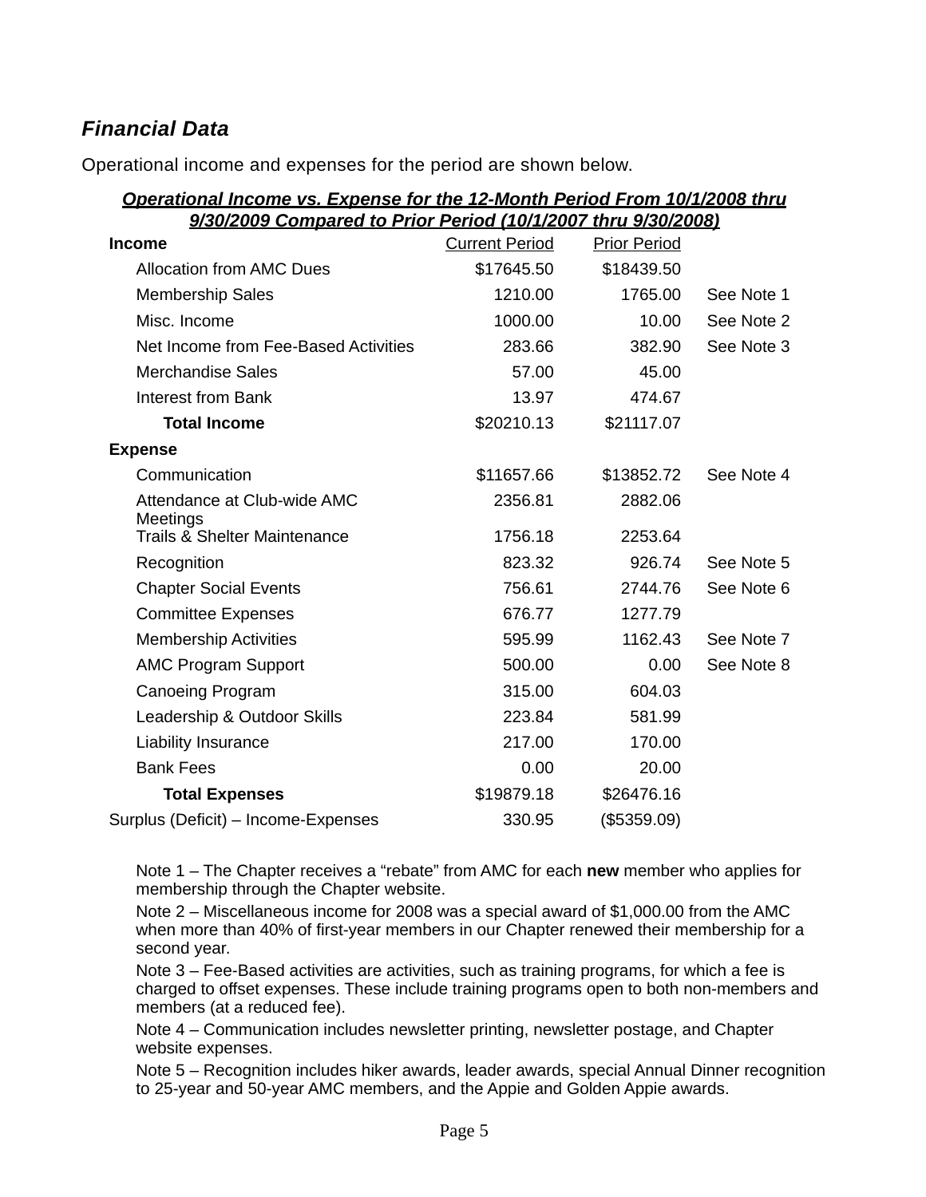## *Financial Data*

Operational income and expenses for the period are shown below.

***Operational Income vs. Expense for the 12-Month Period From 10/1/2008 thru 9/30/2009 Compared to Prior Period (10/1/2007 thru 9/30/2008)***

| **Income** | Current Period | Prior Period | |
|---|---|---|---|
| Allocation from AMC Dues | $17645.50 | $18439.50 | |
| Membership Sales | 1210.00 | 1765.00 | See Note 1 |
| Misc. Income | 1000.00 | 10.00 | See Note 2 |
| Net Income from Fee-Based Activities | 283.66 | 382.90 | See Note 3 |
| Merchandise Sales | 57.00 | 45.00 | |
| Interest from Bank | 13.97 | 474.67 | |
| **Total Income** | $20210.13 | $21117.07 | |
| **Expense** | | | |
| Communication | $11657.66 | $13852.72 | See Note 4 |
| Attendance at Club-wide AMC Meetings | 2356.81 | 2882.06 | |
| Trails & Shelter Maintenance | 1756.18 | 2253.64 | |
| Recognition | 823.32 | 926.74 | See Note 5 |
| Chapter Social Events | 756.61 | 2744.76 | See Note 6 |
| Committee Expenses | 676.77 | 1277.79 | |
| Membership Activities | 595.99 | 1162.43 | See Note 7 |
| AMC Program Support | 500.00 | 0.00 | See Note 8 |
| Canoeing Program | 315.00 | 604.03 | |
| Leadership & Outdoor Skills | 223.84 | 581.99 | |
| Liability Insurance | 217.00 | 170.00 | |
| Bank Fees | 0.00 | 20.00 | |
| **Total Expenses** | $19879.18 | $26476.16 | |
| Surplus (Deficit) – Income-Expenses | 330.95 | ($5359.09) | |

Note 1 – The Chapter receives a “rebate” from AMC for each **new** member who applies for membership through the Chapter website.

Note 2 – Miscellaneous income for 2008 was a special award of $1,000.00 from the AMC when more than 40% of first-year members in our Chapter renewed their membership for a second year.

Note 3 – Fee-Based activities are activities, such as training programs, for which a fee is charged to offset expenses. These include training programs open to both non-members and members (at a reduced fee).

Note 4 – Communication includes newsletter printing, newsletter postage, and Chapter website expenses.

Note 5 – Recognition includes hiker awards, leader awards, special Annual Dinner recognition to 25-year and 50-year AMC members, and the Appie and Golden Appie awards.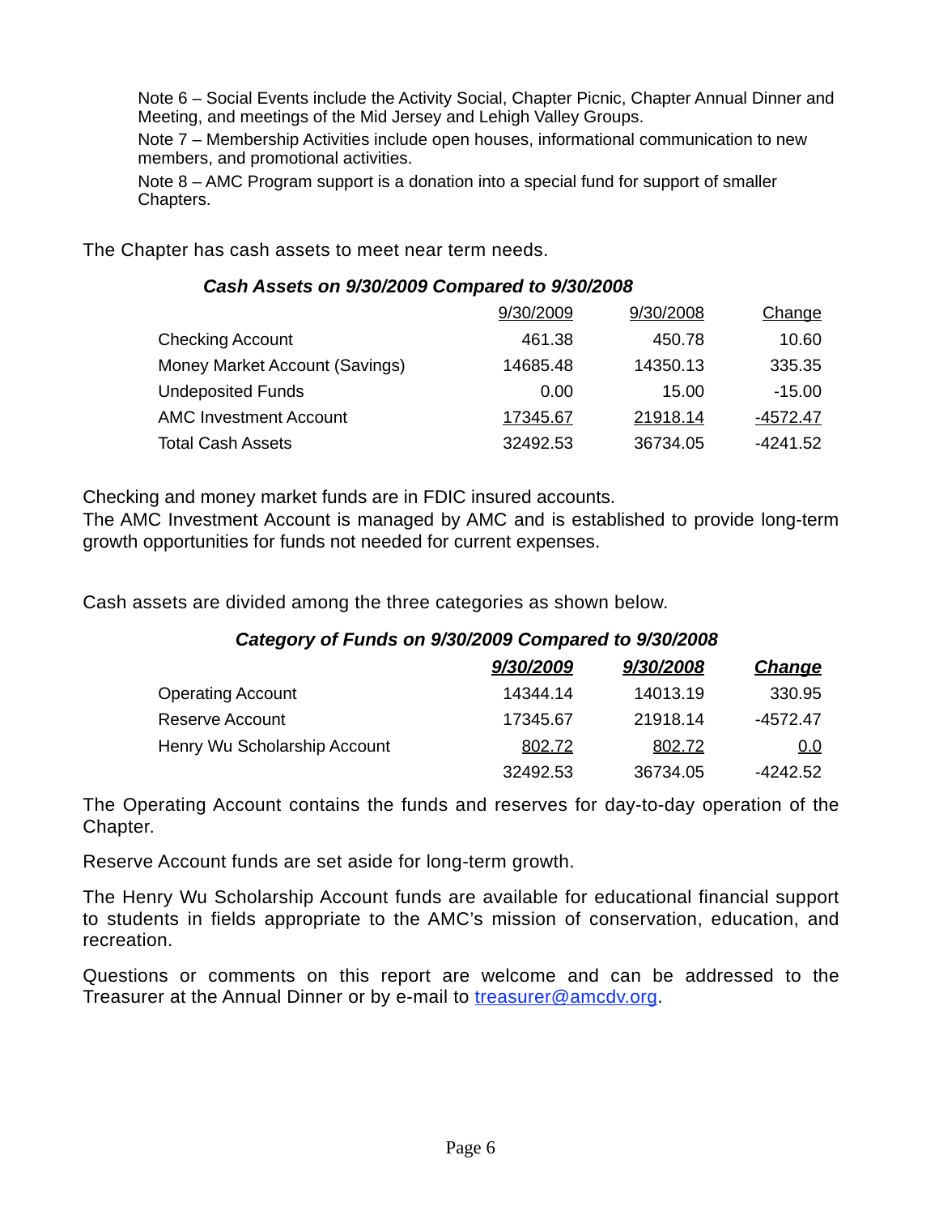Note 6 – Social Events include the Activity Social, Chapter Picnic, Chapter Annual Dinner and Meeting, and meetings of the Mid Jersey and Lehigh Valley Groups.

Note 7 – Membership Activities include open houses, informational communication to new members, and promotional activities.

Note 8 – AMC Program support is a donation into a special fund for support of smaller Chapters.

The Chapter has cash assets to meet near term needs.

***Cash Assets on 9/30/2009 Compared to 9/30/2008***

| | 9/30/2009 | 9/30/2008 | Change |
|---|---|---|---|
| Checking Account | 461.38 | 450.78 | 10.60 |
| Money Market Account (Savings) | 14685.48 | 14350.13 | 335.35 |
| Undeposited Funds | 0.00 | 15.00 | -15.00 |
| AMC Investment Account | 17345.67 | 21918.14 | -4572.47 |
| Total Cash Assets | 32492.53 | 36734.05 | -4241.52 |

Checking and money market funds are in FDIC insured accounts.
The AMC Investment Account is managed by AMC and is established to provide long-term growth opportunities for funds not needed for current expenses.

Cash assets are divided among the three categories as shown below.

***Category of Funds on 9/30/2009 Compared to 9/30/2008***

| | ***9/30/2009*** | ***9/30/2008*** | ***Change*** |
|---|---|---|---|
| Operating Account | 14344.14 | 14013.19 | 330.95 |
| Reserve Account | 17345.67 | 21918.14 | -4572.47 |
| Henry Wu Scholarship Account | 802.72 | 802.72 | 0.0 |
| | 32492.53 | 36734.05 | -4242.52 |

The Operating Account contains the funds and reserves for day-to-day operation of the Chapter.

Reserve Account funds are set aside for long-term growth.

The Henry Wu Scholarship Account funds are available for educational financial support to students in fields appropriate to the AMC's mission of conservation, education, and recreation.

Questions or comments on this report are welcome and can be addressed to the Treasurer at the Annual Dinner or by e-mail to treasurer@amcdv.org.